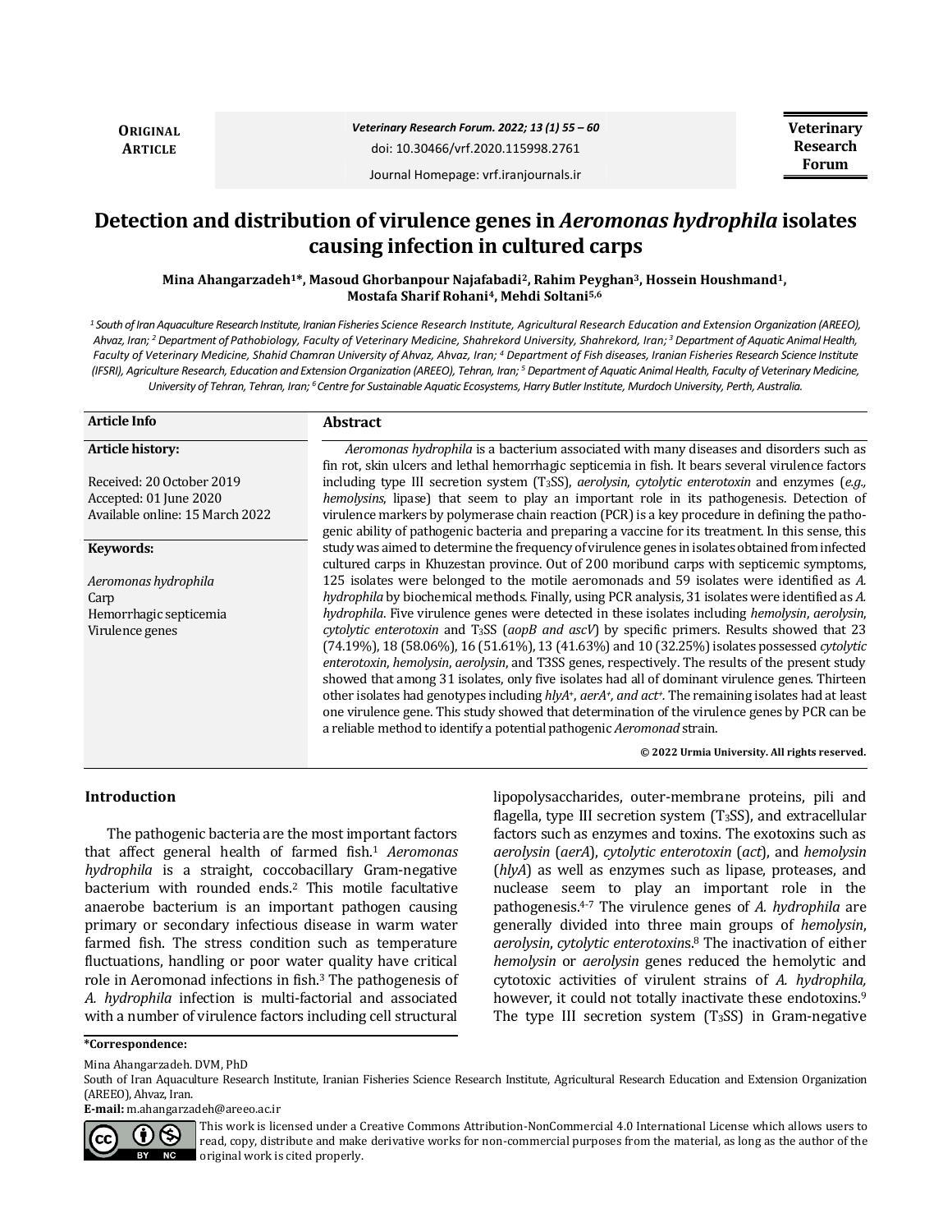**ORIGINAL ARTICLE**

*Veterinary Research Forum. 2022; 13 (1) 55 – 60*

doi: 10.30466/vrf.2020.115998.2761

Journal Homepage: vrf.iranjournals.ir

# Detection and distribution of virulence genes in *Aeromonas hydrophila* isolates causing infection in cultured carps

**Mina Ahangarzadeh[1]\*, Masoud Ghorbanpour Najafabadi[2], Rahim Peyghan[3], Hossein Houshmand[1], Mostafa Sharif Rohani[4], Mehdi Soltani[5,6]**

*[1] South of Iran Aquaculture Research Institute, Iranian Fisheries Science Research Institute, Agricultural Research Education and Extension Organization (AREEO), Ahvaz, Iran; [2] Department of Pathobiology, Faculty of Veterinary Medicine, Shahrekord University, Shahrekord, Iran; [3] Department of Aquatic Animal Health, Faculty of Veterinary Medicine, Shahid Chamran University of Ahvaz, Ahvaz, Iran; [4] Department of Fish diseases, Iranian Fisheries Research Science Institute (IFSRI), Agriculture Research, Education and Extension Organization (AREEO), Tehran, Iran; [5] Department of Aquatic Animal Health, Faculty of Veterinary Medicine, University of Tehran, Tehran, Iran; [6] Centre for Sustainable Aquatic Ecosystems, Harry Butler Institute, Murdoch University, Perth, Australia.*

**Article Info**

**Article history:**

Received: 20 October 2019
Accepted: 01 June 2020
Available online: 15 March 2022

**Keywords:**

*Aeromonas hydrophila*
Carp
Hemorrhagic septicemia
Virulence genes

**Abstract**

*Aeromonas hydrophila* is a bacterium associated with many diseases and disorders such as fin rot, skin ulcers and lethal hemorrhagic septicemia in fish. It bears several virulence factors including type III secretion system ($T_3SS$), *aerolysin*, *cytolytic enterotoxin* and enzymes (*e.g., hemolysins*, lipase) that seem to play an important role in its pathogenesis. Detection of virulence markers by polymerase chain reaction (PCR) is a key procedure in defining the pathogenic ability of pathogenic bacteria and preparing a vaccine for its treatment. In this sense, this study was aimed to determine the frequency of virulence genes in isolates obtained from infected cultured carps in Khuzestan province. Out of 200 moribund carps with septicemic symptoms, 125 isolates were belonged to the motile aeromonads and 59 isolates were identified as *A. hydrophila* by biochemical methods. Finally, using PCR analysis, 31 isolates were identified as *A. hydrophila*. Five virulence genes were detected in these isolates including *hemolysin*, *aerolysin*, *cytolytic enterotoxin* and $T_3SS$ (*aopB and ascV*) by specific primers. Results showed that 23 (74.19%), 18 (58.06%), 16 (51.61%), 13 (41.63%) and 10 (32.25%) isolates possessed *cytolytic enterotoxin*, *hemolysin*, *aerolysin*, and T3SS genes, respectively. The results of the present study showed that among 31 isolates, only five isolates had all of dominant virulence genes. Thirteen other isolates had genotypes including $hlyA^+$, $aerA^+$, *and* $act^+$. The remaining isolates had at least one virulence gene. This study showed that determination of the virulence genes by PCR can be a reliable method to identify a potential pathogenic *Aeromonad* strain.

**© 2022 Urmia University. All rights reserved.**

## Introduction

The pathogenic bacteria are the most important factors that affect general health of farmed fish.[1] *Aeromonas hydrophila* is a straight, coccobacillary Gram-negative bacterium with rounded ends.[2] This motile facultative anaerobe bacterium is an important pathogen causing primary or secondary infectious disease in warm water farmed fish. The stress condition such as temperature fluctuations, handling or poor water quality have critical role in Aeromonad infections in fish.[3] The pathogenesis of *A. hydrophila* infection is multi-factorial and associated with a number of virulence factors including cell structural lipopolysaccharides, outer-membrane proteins, pili and flagella, type III secretion system ($T_3SS$), and extracellular factors such as enzymes and toxins. The exotoxins such as *aerolysin* (*aerA*), *cytolytic enterotoxin* (*act*), and *hemolysin* (*hlyA*) as well as enzymes such as lipase, proteases, and nuclease seem to play an important role in the pathogenesis.[4-7] The virulence genes of *A. hydrophila* are generally divided into three main groups of *hemolysin*, *aerolysin*, *cytolytic enterotoxins*.[8] The inactivation of either *hemolysin* or *aerolysin* genes reduced the hemolytic and cytotoxic activities of virulent strains of *A. hydrophila,* however, it could not totally inactivate these endotoxins.[9] The type III secretion system ($T_3SS$) in Gram-negative

**\*Correspondence:**

Mina Ahangarzadeh. DVM, PhD

South of Iran Aquaculture Research Institute, Iranian Fisheries Science Research Institute, Agricultural Research Education and Extension Organization (AREEO), Ahvaz, Iran.

**E-mail:** m.ahangarzadeh@areeo.ac.ir

This work is licensed under a Creative Commons Attribution-NonCommercial 4.0 International License which allows users to read, copy, distribute and make derivative works for non-commercial purposes from the material, as long as the author of the original work is cited properly.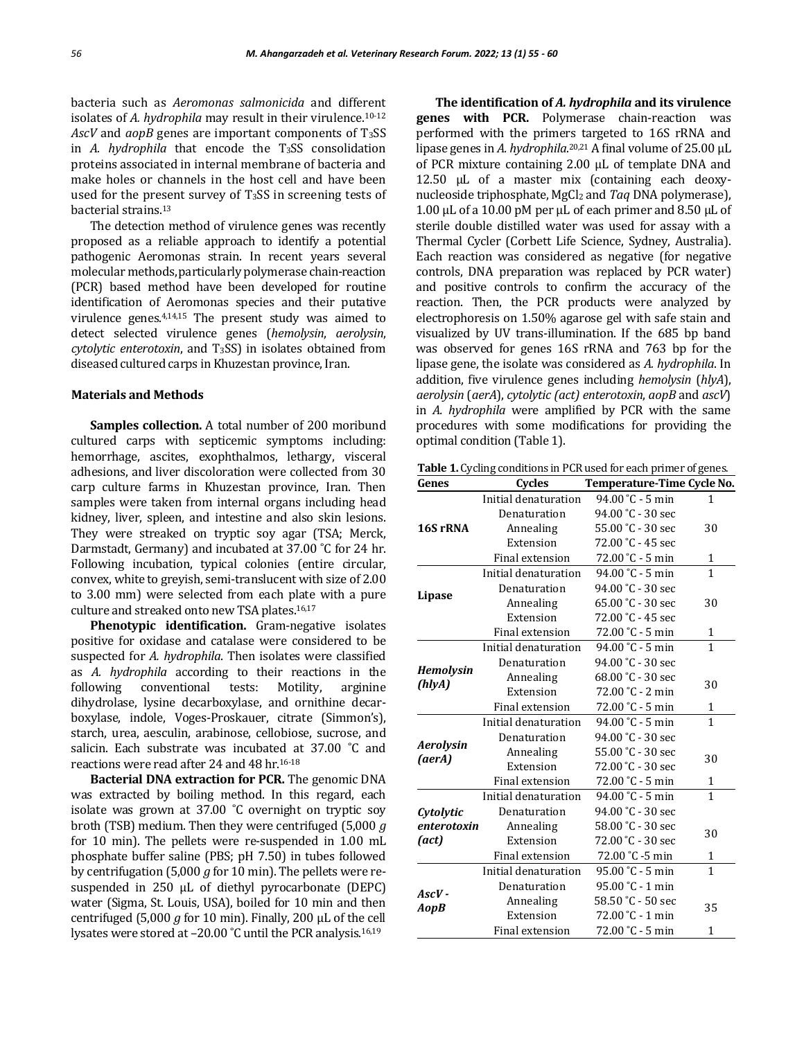bacteria such as *Aeromonas salmonicida* and different isolates of *A. hydrophila* may result in their virulence.[10-12] *AscV* and *aopB* genes are important components of $T_3SS$ in *A. hydrophila* that encode the $T_3SS$ consolidation proteins associated in internal membrane of bacteria and make holes or channels in the host cell and have been used for the present survey of $T_3SS$ in screening tests of bacterial strains.[13]

The detection method of virulence genes was recently proposed as a reliable approach to identify a potential pathogenic Aeromonas strain. In recent years several molecular methods, particularly polymerase chain-reaction (PCR) based method have been developed for routine identification of Aeromonas species and their putative virulence genes.[4,14,15] The present study was aimed to detect selected virulence genes (*hemolysin*, *aerolysin*, *cytolytic enterotoxin*, and $T_3SS$) in isolates obtained from diseased cultured carps in Khuzestan province, Iran.

## Materials and Methods

**Samples collection.** A total number of 200 moribund cultured carps with septicemic symptoms including: hemorrhage, ascites, exophthalmos, lethargy, visceral adhesions, and liver discoloration were collected from 30 carp culture farms in Khuzestan province, Iran. Then samples were taken from internal organs including head kidney, liver, spleen, and intestine and also skin lesions. They were streaked on tryptic soy agar (TSA; Merck, Darmstadt, Germany) and incubated at 37.00 ˚C for 24 hr. Following incubation, typical colonies (entire circular, convex, white to greyish, semi-translucent with size of 2.00 to 3.00 mm) were selected from each plate with a pure culture and streaked onto new TSA plates.[16,17]

**Phenotypic identification.** Gram-negative isolates positive for oxidase and catalase were considered to be suspected for *A. hydrophila*. Then isolates were classified as *A. hydrophila* according to their reactions in the following conventional tests: Motility, arginine dihydrolase, lysine decarboxylase, and ornithine decarboxylase, indole, Voges-Proskauer, citrate (Simmon's), starch, urea, aesculin, arabinose, cellobiose, sucrose, and salicin. Each substrate was incubated at 37.00 ˚C and reactions were read after 24 and 48 hr.[16-18]

**Bacterial DNA extraction for PCR.** The genomic DNA was extracted by boiling method. In this regard, each isolate was grown at 37.00 ˚C overnight on tryptic soy broth (TSB) medium. Then they were centrifuged (5,000 *g* for 10 min). The pellets were re-suspended in 1.00 mL phosphate buffer saline (PBS; pH 7.50) in tubes followed by centrifugation (5,000 *g* for 10 min). The pellets were re-suspended in 250 µL of diethyl pyrocarbonate (DEPC) water (Sigma, St. Louis, USA), boiled for 10 min and then centrifuged (5,000 *g* for 10 min). Finally, 200 µL of the cell lysates were stored at –20.00 ˚C until the PCR analysis.[16,19]

**The identification of *A. hydrophila* and its virulence genes with PCR.** Polymerase chain-reaction was performed with the primers targeted to 16S rRNA and lipase genes in *A. hydrophila*.[20,21] A final volume of 25.00 µL of PCR mixture containing 2.00 µL of template DNA and 12.50 µL of a master mix (containing each deoxynucleoside triphosphate, $MgCl_2$ and *Taq* DNA polymerase), 1.00 µL of a 10.00 pM per µL of each primer and 8.50 µL of sterile double distilled water was used for assay with a Thermal Cycler (Corbett Life Science, Sydney, Australia). Each reaction was considered as negative (for negative controls, DNA preparation was replaced by PCR water) and positive controls to confirm the accuracy of the reaction. Then, the PCR products were analyzed by electrophoresis on 1.50% agarose gel with safe stain and visualized by UV trans-illumination. If the 685 bp band was observed for genes 16S rRNA and 763 bp for the lipase gene, the isolate was considered as *A. hydrophila*. In addition, five virulence genes including *hemolysin* (*hlyA*), *aerolysin* (*aerA*), *cytolytic (act) enterotoxin*, *aopB* and *ascV*) in *A. hydrophila* were amplified by PCR with the same procedures with some modifications for providing the optimal condition (Table 1).

**Table 1.** Cycling conditions in PCR used for each primer of genes.

| Genes | Cycles | Temperature-Time | Cycle No. |
|---|---|---|---|
| **16S rRNA** | Initial denaturation | 94.00 ˚C - 5 min | 1 |
| | Denaturation | 94.00 ˚C - 30 sec | 30 |
| | Annealing | 55.00 ˚C - 30 sec | |
| | Extension | 72.00 ˚C - 45 sec | |
| | Final extension | 72.00 ˚C - 5 min | 1 |
| **Lipase** | Initial denaturation | 94.00 ˚C - 5 min | 1 |
| | Denaturation | 94.00 ˚C - 30 sec | 30 |
| | Annealing | 65.00 ˚C - 30 sec | |
| | Extension | 72.00 ˚C - 45 sec | |
| | Final extension | 72.00 ˚C - 5 min | 1 |
| ***Hemolysin (hlyA)*** | Initial denaturation | 94.00 ˚C - 5 min | 1 |
| | Denaturation | 94.00 ˚C - 30 sec | 30 |
| | Annealing | 68.00 ˚C - 30 sec | |
| | Extension | 72.00 ˚C - 2 min | |
| | Final extension | 72.00 ˚C - 5 min | 1 |
| ***Aerolysin (aerA)*** | Initial denaturation | 94.00 ˚C - 5 min | 1 |
| | Denaturation | 94.00 ˚C - 30 sec | 30 |
| | Annealing | 55.00 ˚C - 30 sec | |
| | Extension | 72.00 ˚C - 30 sec | |
| | Final extension | 72.00 ˚C - 5 min | 1 |
| ***Cytolytic enterotoxin (act)*** | Initial denaturation | 94.00 ˚C - 5 min | 1 |
| | Denaturation | 94.00 ˚C - 30 sec | 30 |
| | Annealing | 58.00 ˚C - 30 sec | |
| | Extension | 72.00 ˚C - 30 sec | |
| | Final extension | 72.00 ˚C -5 min | 1 |
| ***AscV - AopB*** | Initial denaturation | 95.00 ˚C - 5 min | 1 |
| | Denaturation | 95.00 ˚C - 1 min | 35 |
| | Annealing | 58.50 ˚C - 50 sec | |
| | Extension | 72.00 ˚C - 1 min | |
| | Final extension | 72.00 ˚C - 5 min | 1 |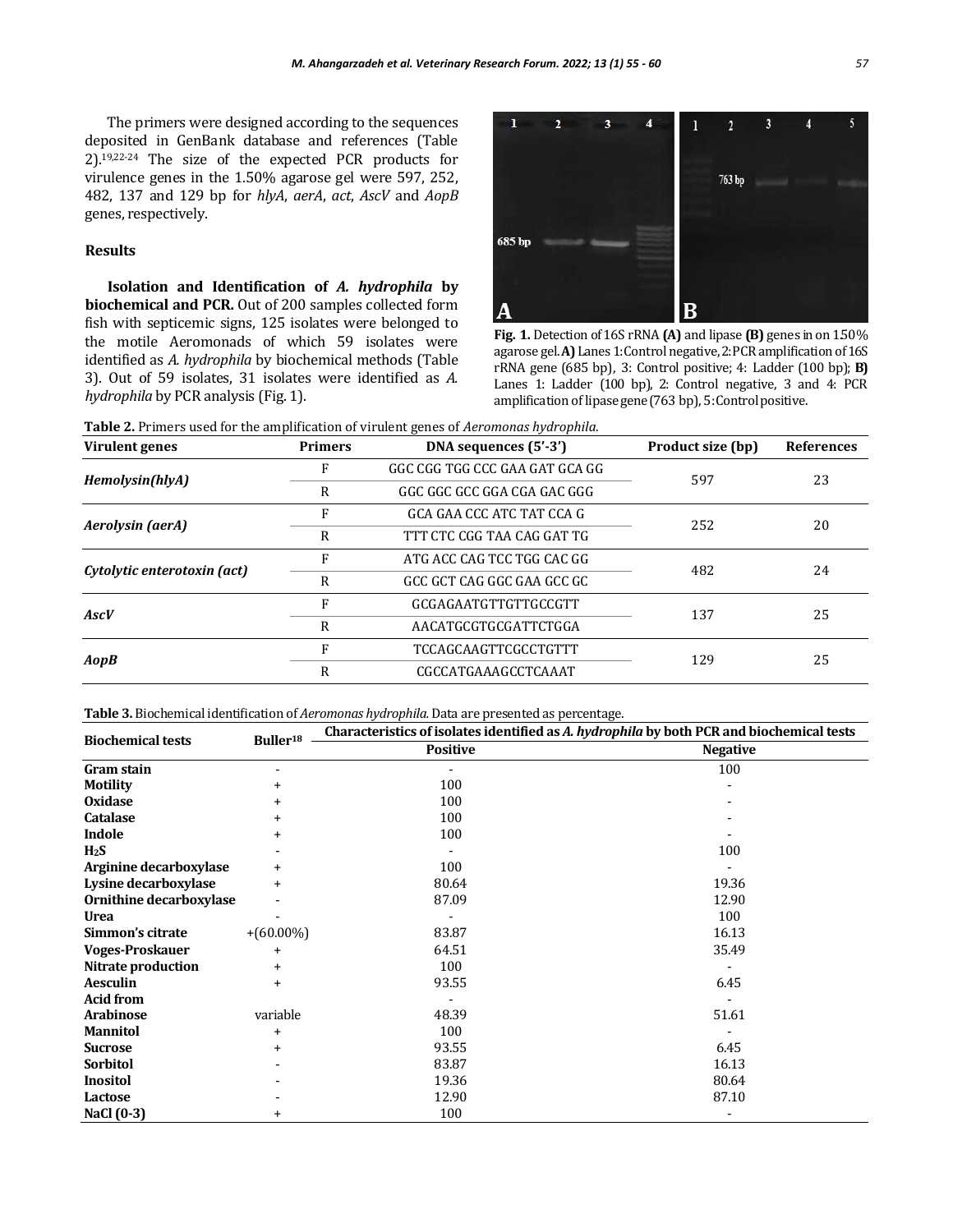The primers were designed according to the sequences deposited in GenBank database and references (Table 2).[19,22-24] The size of the expected PCR products for virulence genes in the 1.50% agarose gel were 597, 252, 482, 137 and 129 bp for *hlyA*, *aerA*, *act*, *AscV* and *AopB* genes, respectively.

## Results

**Isolation and Identification of *A. hydrophila* by biochemical and PCR.** Out of 200 samples collected form fish with septicemic signs, 125 isolates were belonged to the motile Aeromonads of which 59 isolates were identified as *A. hydrophila* by biochemical methods (Table 3). Out of 59 isolates, 31 isolates were identified as *A. hydrophila* by PCR analysis (Fig. 1).

**Fig. 1.** Detection of 16S rRNA **(A)** and lipase **(B)** genes in on 150% agarose gel. **A)** Lanes 1: Control negative, 2: PCR amplification of 16S rRNA gene (685 bp), 3: Control positive; 4: Ladder (100 bp); **B)** Lanes 1: Ladder (100 bp), 2: Control negative, 3 and 4: PCR amplification of lipase gene (763 bp), 5: Control positive.

**Table 2.** Primers used for the amplification of virulent genes of *Aeromonas hydrophila*.

| Virulent genes | Primers | DNA sequences (5'-3') | Product size (bp) | References |
|---|---|---|---|---|
| ***Hemolysin(hlyA)*** | F | GGC CGG TGG CCC GAA GAT GCA GG | 597 | 23 |
| | R | GGC GGC GCC GGA CGA GAC GGG | | |
| ***Aerolysin (aerA)*** | F | GCA GAA CCC ATC TAT CCA G | 252 | 20 |
| | R | TTT CTC CGG TAA CAG GAT TG | | |
| ***Cytolytic enterotoxin (act)*** | F | ATG ACC CAG TCC TGG CAC GG | 482 | 24 |
| | R | GCC GCT CAG GGC GAA GCC GC | | |
| ***AscV*** | F | GCGAGAATGTTGTTGCCGTT | 137 | 25 |
| | R | AACATGCGTGCGATTCTGGA | | |
| ***AopB*** | F | TCCAGCAAGTTCGCCTGTTT | 129 | 25 |
| | R | CGCCATGAAAGCCTCAAAT | | |

**Table 3.** Biochemical identification of *Aeromonas hydrophila*. Data are presented as percentage.

| Biochemical tests | Buller[18] | Characteristics of isolates identified as *A. hydrophila* by both PCR and biochemical tests | |
|---|---|---|---|
| | | Positive | Negative |
| **Gram stain** | - | - | 100 |
| **Motility** | + | 100 | - |
| **Oxidase** | + | 100 | - |
| **Catalase** | + | 100 | - |
| **Indole** | + | 100 | - |
| **$H_2S$** | - | - | 100 |
| **Arginine decarboxylase** | + | 100 | - |
| **Lysine decarboxylase** | + | 80.64 | 19.36 |
| **Ornithine decarboxylase** | - | 87.09 | 12.90 |
| **Urea** | - | - | 100 |
| **Simmon's citrate** | +(60.00%) | 83.87 | 16.13 |
| **Voges-Proskauer** | + | 64.51 | 35.49 |
| **Nitrate production** | + | 100 | - |
| **Aesculin** | + | 93.55 | 6.45 |
| **Acid from** | | - | - |
| **Arabinose** | variable | 48.39 | 51.61 |
| **Mannitol** | + | 100 | - |
| **Sucrose** | + | 93.55 | 6.45 |
| **Sorbitol** | - | 83.87 | 16.13 |
| **Inositol** | - | 19.36 | 80.64 |
| **Lactose** | - | 12.90 | 87.10 |
| **NaCl (0-3)** | + | 100 | - |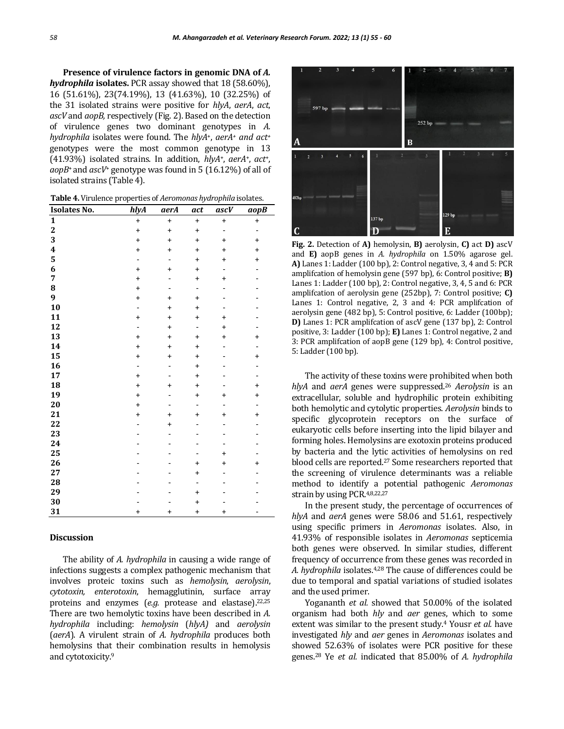**Presence of virulence factors in genomic DNA of *A. hydrophila* isolates.** PCR assay showed that 18 (58.60%), 16 (51.61%), 23(74.19%), 13 (41.63%), 10 (32.25%) of the 31 isolated strains were positive for *hlyA*, *aerA*, *act*, *ascV* and *aopB*, respectively (Fig. 2). Based on the detection of virulence genes two dominant genotypes in *A. hydrophila* isolates were found. The *hlyA*$^+$, *aerA*$^+$ *and act*$^+$ genotypes were the most common genotype in 13 (41.93%) isolated strains. In addition, *hlyA*$^+$, *aerA*$^+$, *act*$^+$, *aopB*$^+$ and *ascV*$^+$ genotype was found in 5 (16.12%) of all of isolated strains (Table 4).

**Table 4.** Virulence properties of *Aeromonas hydrophila* isolates.

| Isolates No. | *hlyA* | *aerA* | *act* | *ascV* | *aopB* |
|---|---|---|---|---|---|
| 1 | + | + | + | + | + |
| 2 | + | + | + | - | - |
| 3 | + | + | + | + | + |
| 4 | + | + | + | + | + |
| 5 | - | - | + | + | + |
| 6 | + | + | + | - | - |
| 7 | + | - | + | + | - |
| 8 | + | - | - | - | - |
| 9 | + | + | + | - | - |
| 10 | - | + | + | - | - |
| 11 | + | + | + | + | - |
| 12 | - | + | - | + | - |
| 13 | + | + | + | + | + |
| 14 | + | + | + | - | - |
| 15 | + | + | + | - | + |
| 16 | - | - | + | - | - |
| 17 | + | - | + | - | - |
| 18 | + | + | + | - | + |
| 19 | + | - | + | + | + |
| 20 | + | - | - | - | - |
| 21 | + | + | + | + | + |
| 22 | - | + | - | - | - |
| 23 | - | - | - | - | - |
| 24 | - | - | - | - | - |
| 25 | - | - | - | + | - |
| 26 | - | - | + | + | + |
| 27 | - | - | + | - | - |
| 28 | - | - | - | - | - |
| 29 | - | - | + | - | - |
| 30 | - | - | + | - | - |
| 31 | + | + | + | + | - |

**Fig. 2.** Detection of **A)** hemolysin, **B)** aerolysin, **C)** act **D)** ascV and **E)** aopB genes in *A. hydrophila* on 1.50% agarose gel. **A)** Lanes 1: Ladder (100 bp), 2: Control negative, 3, 4 and 5: PCR amplifcation of hemolysin gene (597 bp), 6: Control positive; **B)** Lanes 1: Ladder (100 bp), 2: Control negative, 3, 4, 5 and 6: PCR amplifcation of aerolysin gene (252bp), 7: Control positive; **C)** Lanes 1: Control negative, 2, 3 and 4: PCR amplifcation of aerolysin gene (482 bp), 5: Control positive, 6: Ladder (100bp); **D)** Lanes 1: PCR amplifcation of ascV gene (137 bp), 2: Control positive, 3: Ladder (100 bp); **E)** Lanes 1: Control negative, 2 and 3: PCR amplifcation of aopB gene (129 bp), 4: Control positive, 5: Ladder (100 bp).

## Discussion

The ability of *A. hydrophila* in causing a wide range of infections suggests a complex pathogenic mechanism that involves proteic toxins such as *hemolysin*, *aerolysin*, *cytotoxin, enterotoxin*, hemagglutinin, surface array proteins and enzymes (*e.g.* protease and elastase).[22,25] There are two hemolytic toxins have been described in *A. hydrophila* including: *hemolysin* (*hlyA)* and *aerolysin* (*aerA*). A virulent strain of *A. hydrophila* produces both hemolysins that their combination results in hemolysis and cytotoxicity.[9]

The activity of these toxins were prohibited when both *hlyA* and *aerA* genes were suppressed.[26] *Aerolysin* is an extracellular, soluble and hydrophilic protein exhibiting both hemolytic and cytolytic properties. *Aerolysin* binds to specific glycoprotein receptors on the surface of eukaryotic cells before inserting into the lipid bilayer and forming holes. Hemolysins are exotoxin proteins produced by bacteria and the lytic activities of hemolysins on red blood cells are reported.[27] Some researchers reported that the screening of virulence determinants was a reliable method to identify a potential pathogenic *Aeromonas* strain by using PCR.[4,8,22,27]

In the present study, the percentage of occurrences of *hlyA* and *aerA* genes were 58.06 and 51.61, respectively using specific primers in *Aeromonas* isolates. Also, in 41.93% of responsible isolates in *Aeromonas* septicemia both genes were observed. In similar studies, different frequency of occurrence from these genes was recorded in *A. hydrophila* isolates.[4,28] The cause of differences could be due to temporal and spatial variations of studied isolates and the used primer.

Yogananth *et al.* showed that 50.00% of the isolated organism had both *hly* and *aer* genes, which to some extent was similar to the present study.[4] Yousr *et al.* have investigated *hly* and *aer* genes in *Aeromonas* isolates and showed 52.63% of isolates were PCR positive for these genes.[28] Ye *et al.* indicated that 85.00% of *A. hydrophila*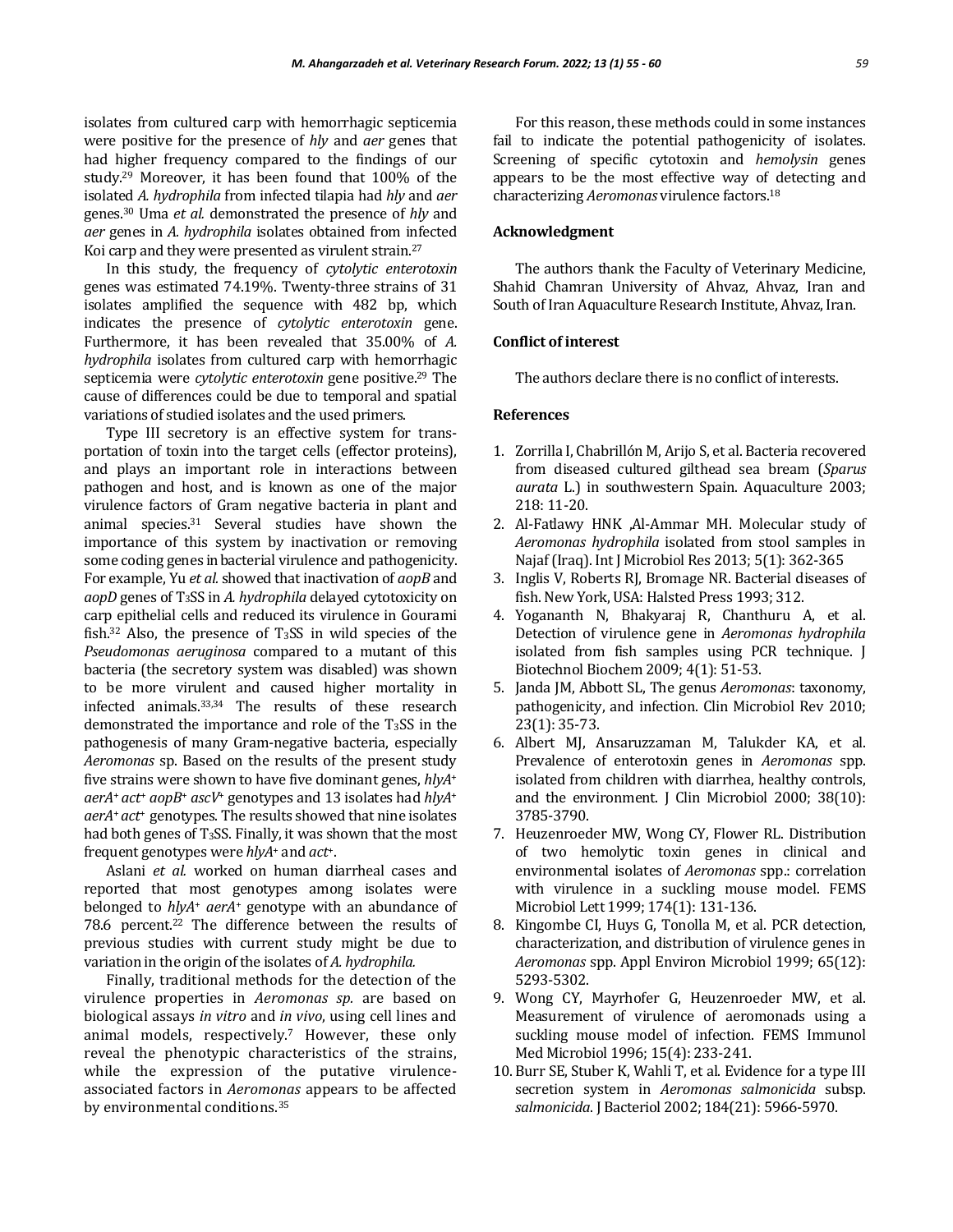isolates from cultured carp with hemorrhagic septicemia were positive for the presence of *hly* and *aer* genes that had higher frequency compared to the findings of our study.[29] Moreover, it has been found that 100% of the isolated *A. hydrophila* from infected tilapia had *hly* and *aer* genes.[30] Uma *et al.* demonstrated the presence of *hly* and *aer* genes in *A. hydrophila* isolates obtained from infected Koi carp and they were presented as virulent strain.[27]

In this study, the frequency of *cytolytic enterotoxin* genes was estimated 74.19%. Twenty-three strains of 31 isolates amplified the sequence with 482 bp, which indicates the presence of *cytolytic enterotoxin* gene. Furthermore, it has been revealed that 35.00% of *A. hydrophila* isolates from cultured carp with hemorrhagic septicemia were *cytolytic enterotoxin* gene positive.[29] The cause of differences could be due to temporal and spatial variations of studied isolates and the used primers.

Type III secretory is an effective system for transportation of toxin into the target cells (effector proteins), and plays an important role in interactions between pathogen and host, and is known as one of the major virulence factors of Gram negative bacteria in plant and animal species.[31] Several studies have shown the importance of this system by inactivation or removing some coding genes in bacterial virulence and pathogenicity. For example, Yu *et al.* showed that inactivation of *aopB* and *aopD* genes of $T_3SS$ in *A. hydrophila* delayed cytotoxicity on carp epithelial cells and reduced its virulence in Gourami fish.[32] Also, the presence of $T_3SS$ in wild species of the *Pseudomonas aeruginosa* compared to a mutant of this bacteria (the secretory system was disabled) was shown to be more virulent and caused higher mortality in infected animals.[33,34] The results of these research demonstrated the importance and role of the $T_3SS$ in the pathogenesis of many Gram-negative bacteria, especially *Aeromonas* sp. Based on the results of the present study five strains were shown to have five dominant genes, *hlyA*$^+$ *aerA*$^+$ *act*$^+$ *aopB*$^+$ *ascV*$^+$ genotypes and 13 isolates had *hlyA*$^+$ *aerA*$^+$ *act*$^+$ genotypes. The results showed that nine isolates had both genes of $T_3SS$. Finally, it was shown that the most frequent genotypes were *hlyA*$^+$ and *act*$^+$.

Aslani *et al.* worked on human diarrheal cases and reported that most genotypes among isolates were belonged to *hlyA*$^+$ *aerA*$^+$ genotype with an abundance of 78.6 percent.[22] The difference between the results of previous studies with current study might be due to variation in the origin of the isolates of *A. hydrophila.*

Finally, traditional methods for the detection of the virulence properties in *Aeromonas sp.* are based on biological assays *in vitro* and *in vivo*, using cell lines and animal models, respectively.[7] However, these only reveal the phenotypic characteristics of the strains, while the expression of the putative virulence-associated factors in *Aeromonas* appears to be affected by environmental conditions.[35]

For this reason, these methods could in some instances fail to indicate the potential pathogenicity of isolates. Screening of specific cytotoxin and *hemolysin* genes appears to be the most effective way of detecting and characterizing *Aeromonas* virulence factors.[18]

## Acknowledgment

The authors thank the Faculty of Veterinary Medicine, Shahid Chamran University of Ahvaz, Ahvaz, Iran and South of Iran Aquaculture Research Institute, Ahvaz, Iran.

## Conflict of interest

The authors declare there is no conflict of interests.

## References

1. Zorrilla I, Chabrillón M, Arijo S, et al. Bacteria recovered from diseased cultured gilthead sea bream (*Sparus aurata* L.) in southwestern Spain. Aquaculture 2003; 218: 11-20.
2. Al-Fatlawy HNK ,Al-Ammar MH. Molecular study of *Aeromonas hydrophila* isolated from stool samples in Najaf (Iraq). Int J Microbiol Res 2013; 5(1): 362-365
3. Inglis V, Roberts RJ, Bromage NR. Bacterial diseases of fish. New York, USA: Halsted Press 1993; 312.
4. Yogananth N, Bhakyaraj R, Chanthuru A, et al. Detection of virulence gene in *Aeromonas hydrophila* isolated from fish samples using PCR technique. J Biotechnol Biochem 2009; 4(1): 51-53.
5. Janda JM, Abbott SL, The genus *Aeromonas*: taxonomy, pathogenicity, and infection. Clin Microbiol Rev 2010; 23(1): 35-73.
6. Albert MJ, Ansaruzzaman M, Talukder KA, et al. Prevalence of enterotoxin genes in *Aeromonas* spp. isolated from children with diarrhea, healthy controls, and the environment. J Clin Microbiol 2000; 38(10): 3785-3790.
7. Heuzenroeder MW, Wong CY, Flower RL. Distribution of two hemolytic toxin genes in clinical and environmental isolates of *Aeromonas* spp.: correlation with virulence in a suckling mouse model. FEMS Microbiol Lett 1999; 174(1): 131-136.
8. Kingombe CI, Huys G, Tonolla M, et al. PCR detection, characterization, and distribution of virulence genes in *Aeromonas* spp. Appl Environ Microbiol 1999; 65(12): 5293-5302.
9. Wong CY, Mayrhofer G, Heuzenroeder MW, et al. Measurement of virulence of aeromonads using a suckling mouse model of infection. FEMS Immunol Med Microbiol 1996; 15(4): 233-241.
10. Burr SE, Stuber K, Wahli T, et al. Evidence for a type III secretion system in *Aeromonas salmonicida* subsp. *salmonicida*. J Bacteriol 2002; 184(21): 5966-5970.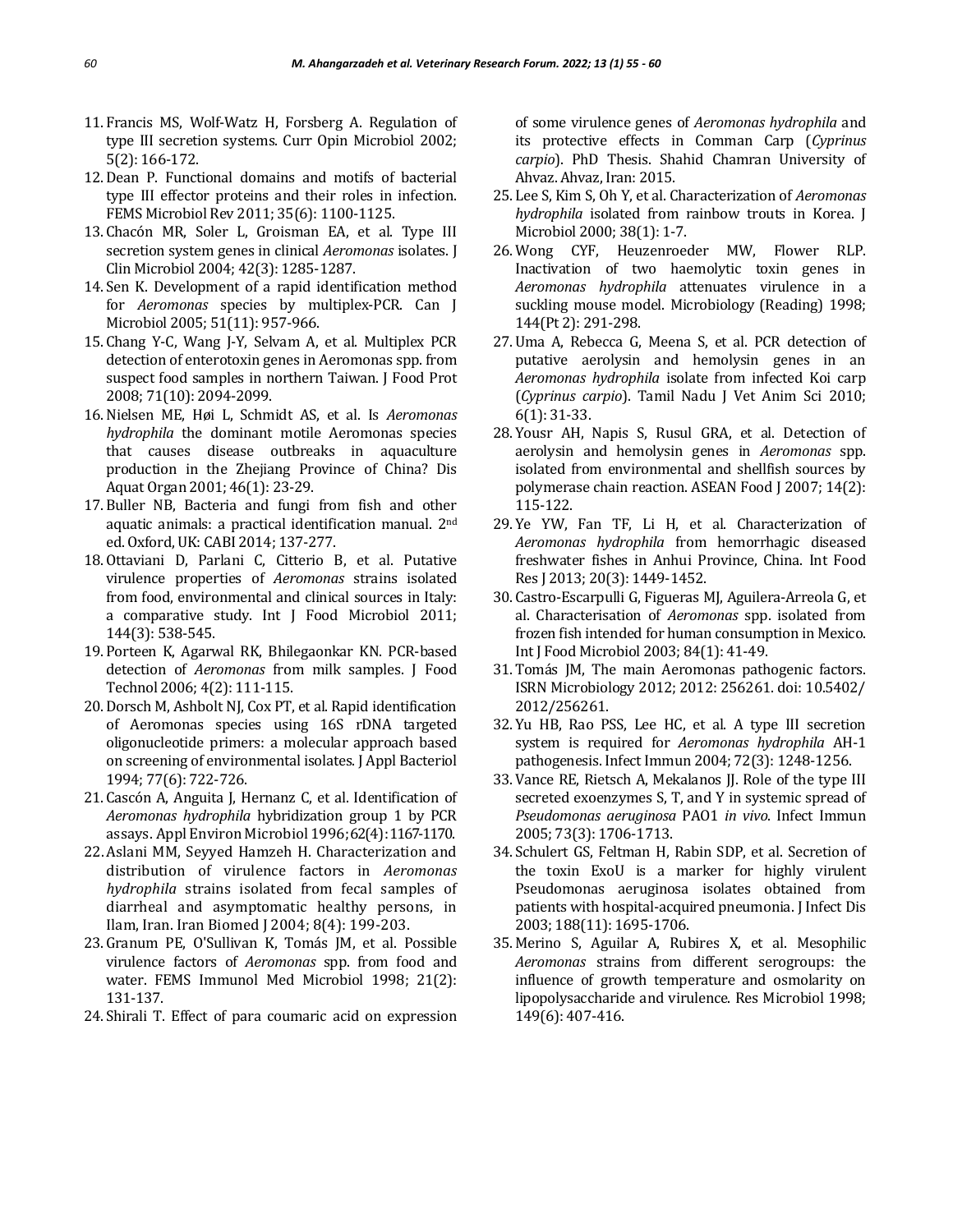11. Francis MS, Wolf-Watz H, Forsberg A. Regulation of type III secretion systems. Curr Opin Microbiol 2002; 5(2): 166-172.
12. Dean P. Functional domains and motifs of bacterial type III effector proteins and their roles in infection. FEMS Microbiol Rev 2011; 35(6): 1100-1125.
13. Chacón MR, Soler L, Groisman EA, et al. Type III secretion system genes in clinical *Aeromonas* isolates. J Clin Microbiol 2004; 42(3): 1285-1287.
14. Sen K. Development of a rapid identification method for *Aeromonas* species by multiplex-PCR. Can J Microbiol 2005; 51(11): 957-966.
15. Chang Y-C, Wang J-Y, Selvam A, et al. Multiplex PCR detection of enterotoxin genes in Aeromonas spp. from suspect food samples in northern Taiwan. J Food Prot 2008; 71(10): 2094-2099.
16. Nielsen ME, Høi L, Schmidt AS, et al. Is *Aeromonas hydrophila* the dominant motile Aeromonas species that causes disease outbreaks in aquaculture production in the Zhejiang Province of China? Dis Aquat Organ 2001; 46(1): 23-29.
17. Buller NB, Bacteria and fungi from fish and other aquatic animals: a practical identification manual. 2nd ed. Oxford, UK: CABI 2014; 137-277.
18. Ottaviani D, Parlani C, Citterio B, et al. Putative virulence properties of *Aeromonas* strains isolated from food, environmental and clinical sources in Italy: a comparative study. Int J Food Microbiol 2011; 144(3): 538-545.
19. Porteen K, Agarwal RK, Bhilegaonkar KN. PCR-based detection of *Aeromonas* from milk samples. J Food Technol 2006; 4(2): 111-115.
20. Dorsch M, Ashbolt NJ, Cox PT, et al. Rapid identification of Aeromonas species using 16S rDNA targeted oligonucleotide primers: a molecular approach based on screening of environmental isolates. J Appl Bacteriol 1994; 77(6): 722-726.
21. Cascón A, Anguita J, Hernanz C, et al. Identification of *Aeromonas hydrophila* hybridization group 1 by PCR assays. Appl Environ Microbiol 1996; 62(4): 1167-1170.
22. Aslani MM, Seyyed Hamzeh H. Characterization and distribution of virulence factors in *Aeromonas hydrophila* strains isolated from fecal samples of diarrheal and asymptomatic healthy persons, in Ilam, Iran. Iran Biomed J 2004; 8(4): 199-203.
23. Granum PE, O'Sullivan K, Tomás JM, et al. Possible virulence factors of *Aeromonas* spp. from food and water. FEMS Immunol Med Microbiol 1998; 21(2): 131-137.
24. Shirali T. Effect of para coumaric acid on expression of some virulence genes of *Aeromonas hydrophila* and its protective effects in Comman Carp (*Cyprinus carpio*). PhD Thesis. Shahid Chamran University of Ahvaz. Ahvaz, Iran: 2015.
25. Lee S, Kim S, Oh Y, et al. Characterization of *Aeromonas hydrophila* isolated from rainbow trouts in Korea. J Microbiol 2000; 38(1): 1-7.
26. Wong CYF, Heuzenroeder MW, Flower RLP. Inactivation of two haemolytic toxin genes in *Aeromonas hydrophila* attenuates virulence in a suckling mouse model. Microbiology (Reading) 1998; 144(Pt 2): 291-298.
27. Uma A, Rebecca G, Meena S, et al. PCR detection of putative aerolysin and hemolysin genes in an *Aeromonas hydrophila* isolate from infected Koi carp (*Cyprinus carpio*). Tamil Nadu J Vet Anim Sci 2010; 6(1): 31-33.
28. Yousr AH, Napis S, Rusul GRA, et al. Detection of aerolysin and hemolysin genes in *Aeromonas* spp. isolated from environmental and shellfish sources by polymerase chain reaction. ASEAN Food J 2007; 14(2): 115-122.
29. Ye YW, Fan TF, Li H, et al. Characterization of *Aeromonas hydrophila* from hemorrhagic diseased freshwater fishes in Anhui Province, China. Int Food Res J 2013; 20(3): 1449-1452.
30. Castro-Escarpulli G, Figueras MJ, Aguilera-Arreola G, et al. Characterisation of *Aeromonas* spp. isolated from frozen fish intended for human consumption in Mexico. Int J Food Microbiol 2003; 84(1): 41-49.
31. Tomás JM, The main Aeromonas pathogenic factors. ISRN Microbiology 2012; 2012: 256261. doi: 10.5402/2012/256261.
32. Yu HB, Rao PSS, Lee HC, et al. A type III secretion system is required for *Aeromonas hydrophila* AH-1 pathogenesis. Infect Immun 2004; 72(3): 1248-1256.
33. Vance RE, Rietsch A, Mekalanos JJ. Role of the type III secreted exoenzymes S, T, and Y in systemic spread of *Pseudomonas aeruginosa* PAO1 *in vivo*. Infect Immun 2005; 73(3): 1706-1713.
34. Schulert GS, Feltman H, Rabin SDP, et al. Secretion of the toxin ExoU is a marker for highly virulent Pseudomonas aeruginosa isolates obtained from patients with hospital-acquired pneumonia. J Infect Dis 2003; 188(11): 1695-1706.
35. Merino S, Aguilar A, Rubires X, et al. Mesophilic *Aeromonas* strains from different serogroups: the influence of growth temperature and osmolarity on lipopolysaccharide and virulence. Res Microbiol 1998; 149(6): 407-416.